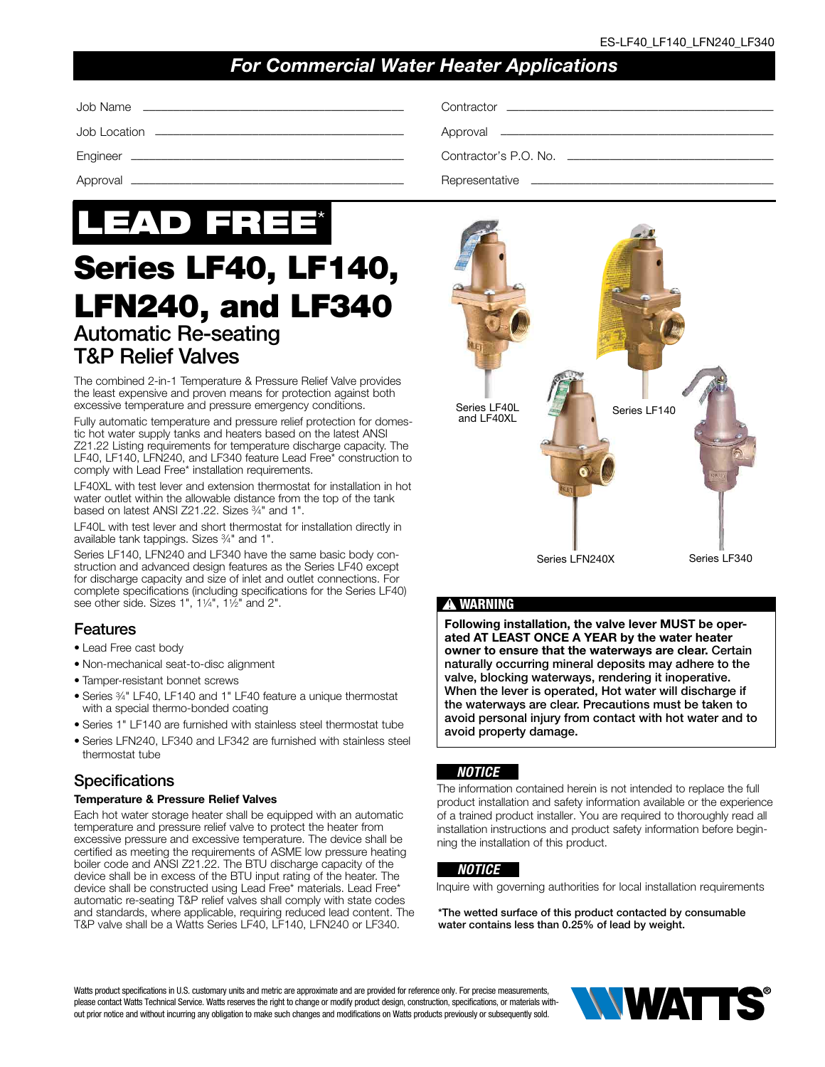ES-LF40_LF140_LFN240_LF340

## *For Commercial Water Heater Applications*

Job Name ____________________

Job Location ____________________

Engineer ____________________

Approval ____________________

Contractor ____________________

Approval ____________________

Contractor's P.O. No. ____________________

Representative ____________________

**LEAD FREE***

# Series LF40, LF140, LFN240, and LF340

## Automatic Re-seating T&P Relief Valves

The combined 2-in-1 Temperature & Pressure Relief Valve provides the least expensive and proven means for protection against both excessive temperature and pressure emergency conditions.

Fully automatic temperature and pressure relief protection for domestic hot water supply tanks and heaters based on the latest ANSI Z21.22 Listing requirements for temperature discharge capacity. The LF40, LF140, LFN240, and LF340 feature Lead Free* construction to comply with Lead Free* installation requirements.

LF40XL with test lever and extension thermostat for installation in hot water outlet within the allowable distance from the top of the tank based on latest ANSI Z21.22. Sizes ¾" and 1".

LF40L with test lever and short thermostat for installation directly in available tank tappings. Sizes ¾" and 1".

Series LF140, LFN240 and LF340 have the same basic body construction and advanced design features as the Series LF40 except for discharge capacity and size of inlet and outlet connections. For complete specifications (including specifications for the Series LF40) see other side. Sizes 1", 1¼", 1½" and 2".

### Features

- Lead Free cast body
- Non-mechanical seat-to-disc alignment
- Tamper-resistant bonnet screws
- Series ¾" LF40, LF140 and 1" LF40 feature a unique thermostat with a special thermo-bonded coating
- Series 1" LF140 are furnished with stainless steel thermostat tube
- Series LFN240, LF340 and LF342 are furnished with stainless steel thermostat tube

### Specifications

**Temperature & Pressure Relief Valves**

Each hot water storage heater shall be equipped with an automatic temperature and pressure relief valve to protect the heater from excessive pressure and excessive temperature. The device shall be certified as meeting the requirements of ASME low pressure heating boiler code and ANSI Z21.22. The BTU discharge capacity of the device shall be in excess of the BTU input rating of the heater. The device shall be constructed using Lead Free* materials. Lead Free* automatic re-seating T&P relief valves shall comply with state codes and standards, where applicable, requiring reduced lead content. The T&P valve shall be a Watts Series LF40, LF140, LFN240 or LF340.

Series LF40L and LF40XL

Series LF140

Series LFN240X

Series LF340

**⚠ WARNING**

**Following installation, the valve lever MUST be operated AT LEAST ONCE A YEAR by the water heater owner to ensure that the waterways are clear. Certain naturally occurring mineral deposits may adhere to the valve, blocking waterways, rendering it inoperative. When the lever is operated, Hot water will discharge if the waterways are clear. Precautions must be taken to avoid personal injury from contact with hot water and to avoid property damage.**

***NOTICE***

The information contained herein is not intended to replace the full product installation and safety information available or the experience of a trained product installer. You are required to thoroughly read all installation instructions and product safety information before beginning the installation of this product.

***NOTICE***

Inquire with governing authorities for local installation requirements

**\*The wetted surface of this product contacted by consumable water contains less than 0.25% of lead by weight.**

Watts product specifications in U.S. customary units and metric are approximate and are provided for reference only. For precise measurements, please contact Watts Technical Service. Watts reserves the right to change or modify product design, construction, specifications, or materials without prior notice and without incurring any obligation to make such changes and modifications on Watts products previously or subsequently sold.

WATTS®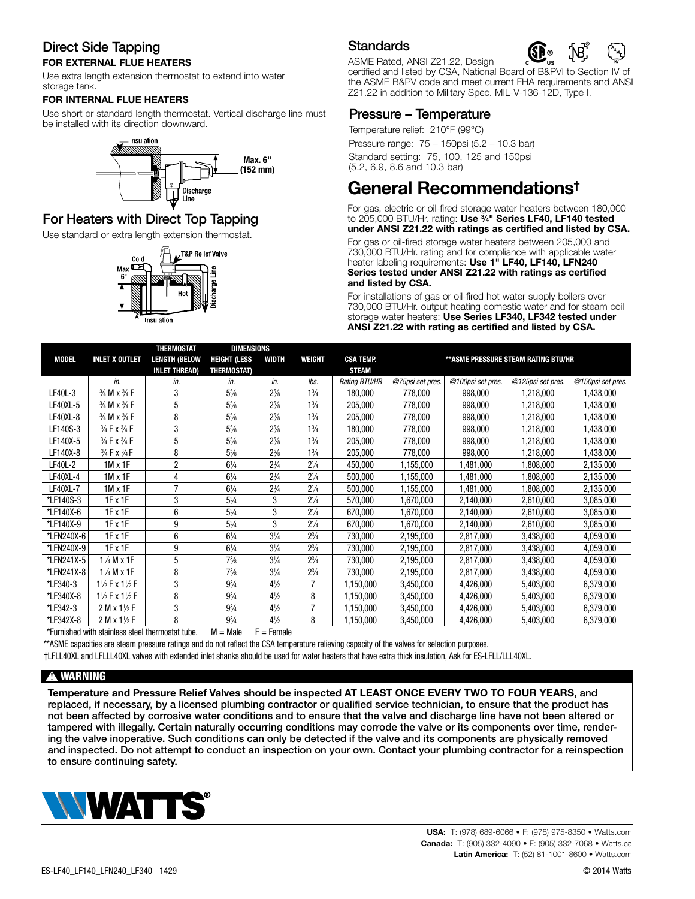## Direct Side Tapping

**FOR EXTERNAL FLUE HEATERS**

Use extra length extension thermostat to extend into water storage tank.

**FOR INTERNAL FLUE HEATERS**

Use short or standard length thermostat. Vertical discharge line must be installed with its direction downward.

Insulation

Max. 6" (152 mm)

Discharge Line

## For Heaters with Direct Top Tapping

Use standard or extra length extension thermostat.

Cold

Max. 6"

T&P Relief Valve

Hot

Discharge Line

Insulation

## Standards

ASME Rated, ANSI Z21.22, Design certified and listed by CSA, National Board of B&PVI to Section IV of the ASME B&PV code and meet current FHA requirements and ANSI Z21.22 in addition to Military Spec. MIL-V-136-12D, Type I.

## Pressure – Temperature

Temperature relief: 210°F (99°C)

Pressure range: 75 – 150psi (5.2 – 10.3 bar)

Standard setting: 75, 100, 125 and 150psi (5.2, 6.9, 8.6 and 10.3 bar)

# General Recommendations†

For gas, electric or oil-fired storage water heaters between 180,000 to 205,000 BTU/Hr. rating: **Use ¾" Series LF40, LF140 tested under ANSI Z21.22 with ratings as certified and listed by CSA.**

For gas or oil-fired storage water heaters between 205,000 and 730,000 BTU/Hr. rating and for compliance with applicable water heater labeling requirements: **Use 1" LF40, LF140, LFN240 Series tested under ANSI Z21.22 with ratings as certified and listed by CSA.**

For installations of gas or oil-fired hot water supply boilers over 730,000 BTU/Hr. output heating domestic water and for steam coil storage water heaters: **Use Series LF340, LF342 tested under ANSI Z21.22 with rating as certified and listed by CSA.**

| MODEL | INLET X OUTLET | THERMOSTAT LENGTH (BELOW INLET THREAD) | DIMENSIONS HEIGHT (LESS THERMOSTAT) | WIDTH | WEIGHT | CSA TEMP. STEAM | **ASME PRESSURE STEAM RATING BTU/HR | | | |
|---|---|---|---|---|---|---|---|---|---|---|
| | in. | in. | in. | in. | lbs. | Rating BTU/HR | @75psi set pres. | @100psi set pres. | @125psi set pres. | @150psi set pres. |
| LF40L-3 | ¾ M x ¾ F | 3 | 5⅝ | 2⅝ | 1¾ | 180,000 | 778,000 | 998,000 | 1,218,000 | 1,438,000 |
| LF40XL-5 | ¾ M x ¾ F | 5 | 5⅝ | 2⅝ | 1¾ | 205,000 | 778,000 | 998,000 | 1,218,000 | 1,438,000 |
| LF40XL-8 | ¾ M x ¾ F | 8 | 5⅝ | 2⅝ | 1¾ | 205,000 | 778,000 | 998,000 | 1,218,000 | 1,438,000 |
| LF140S-3 | ¾ F x ¾ F | 3 | 5⅝ | 2⅝ | 1¾ | 180,000 | 778,000 | 998,000 | 1,218,000 | 1,438,000 |
| LF140X-5 | ¾ F x ¾ F | 5 | 5⅝ | 2⅝ | 1¾ | 205,000 | 778,000 | 998,000 | 1,218,000 | 1,438,000 |
| LF140X-8 | ¾ F x ¾ F | 8 | 5⅝ | 2⅝ | 1¾ | 205,000 | 778,000 | 998,000 | 1,218,000 | 1,438,000 |
| LF40L-2 | 1M x 1F | 2 | 6¼ | 2¾ | 2¼ | 450,000 | 1,155,000 | 1,481,000 | 1,808,000 | 2,135,000 |
| LF40XL-4 | 1M x 1F | 4 | 6¼ | 2¾ | 2¼ | 500,000 | 1,155,000 | 1,481,000 | 1,808,000 | 2,135,000 |
| LF40XL-7 | 1M x 1F | 7 | 6¼ | 2¾ | 2¼ | 500,000 | 1,155,000 | 1,481,000 | 1,808,000 | 2,135,000 |
| *LF140S-3 | 1F x 1F | 3 | 5¾ | 3 | 2¼ | 570,000 | 1,670,000 | 2,140,000 | 2,610,000 | 3,085,000 |
| *LF140X-6 | 1F x 1F | 6 | 5¾ | 3 | 2¼ | 670,000 | 1,670,000 | 2,140,000 | 2,610,000 | 3,085,000 |
| *LF140X-9 | 1F x 1F | 9 | 5¾ | 3 | 2¼ | 670,000 | 1,670,000 | 2,140,000 | 2,610,000 | 3,085,000 |
| *LFN240X-6 | 1F x 1F | 6 | 6¼ | 3¼ | 2¾ | 730,000 | 2,195,000 | 2,817,000 | 3,438,000 | 4,059,000 |
| *LFN240X-9 | 1F x 1F | 9 | 6¼ | 3¼ | 2¾ | 730,000 | 2,195,000 | 2,817,000 | 3,438,000 | 4,059,000 |
| *LFN241X-5 | 1¼ M x 1F | 5 | 7⅜ | 3¼ | 2¾ | 730,000 | 2,195,000 | 2,817,000 | 3,438,000 | 4,059,000 |
| *LFN241X-8 | 1¼ M x 1F | 8 | 7⅜ | 3¼ | 2¾ | 730,000 | 2,195,000 | 2,817,000 | 3,438,000 | 4,059,000 |
| *LF340-3 | 1½ F x 1½ F | 3 | 9¾ | 4½ | 7 | 1,150,000 | 3,450,000 | 4,426,000 | 5,403,000 | 6,379,000 |
| *LF340X-8 | 1½ F x 1½ F | 8 | 9¾ | 4½ | 8 | 1,150,000 | 3,450,000 | 4,426,000 | 5,403,000 | 6,379,000 |
| *LF342-3 | 2 M x 1½ F | 3 | 9¾ | 4½ | 7 | 1,150,000 | 3,450,000 | 4,426,000 | 5,403,000 | 6,379,000 |
| *LF342X-8 | 2 M x 1½ F | 8 | 9¾ | 4½ | 8 | 1,150,000 | 3,450,000 | 4,426,000 | 5,403,000 | 6,379,000 |

*Furnished with stainless steel thermostat tube. M = Male F = Female

**ASME capacities are steam pressure ratings and do not reflect the CSA temperature relieving capacity of the valves for selection purposes.

†LFLL40XL and LFLLL40XL valves with extended inlet shanks should be used for water heaters that have extra thick insulation, Ask for ES-LFLL/LLL40XL.

### ⚠ WARNING

**Temperature and Pressure Relief Valves should be inspected AT LEAST ONCE EVERY TWO TO FOUR YEARS, and replaced, if necessary, by a licensed plumbing contractor or qualified service technician, to ensure that the product has not been affected by corrosive water conditions and to ensure that the valve and discharge line have not been altered or tampered with illegally. Certain naturally occurring conditions may corrode the valve or its components over time, rendering the valve inoperative. Such conditions can only be detected if the valve and its components are physically removed and inspected. Do not attempt to conduct an inspection on your own. Contact your plumbing contractor for a reinspection to ensure continuing safety.**

WATTS®

**USA:** T: (978) 689-6066 • F: (978) 975-8350 • Watts.com
**Canada:** T: (905) 332-4090 • F: (905) 332-7068 • Watts.ca
**Latin America:** T: (52) 81-1001-8600 • Watts.com

ES-LF40_LF140_LFN240_LF340 1429

© 2014 Watts